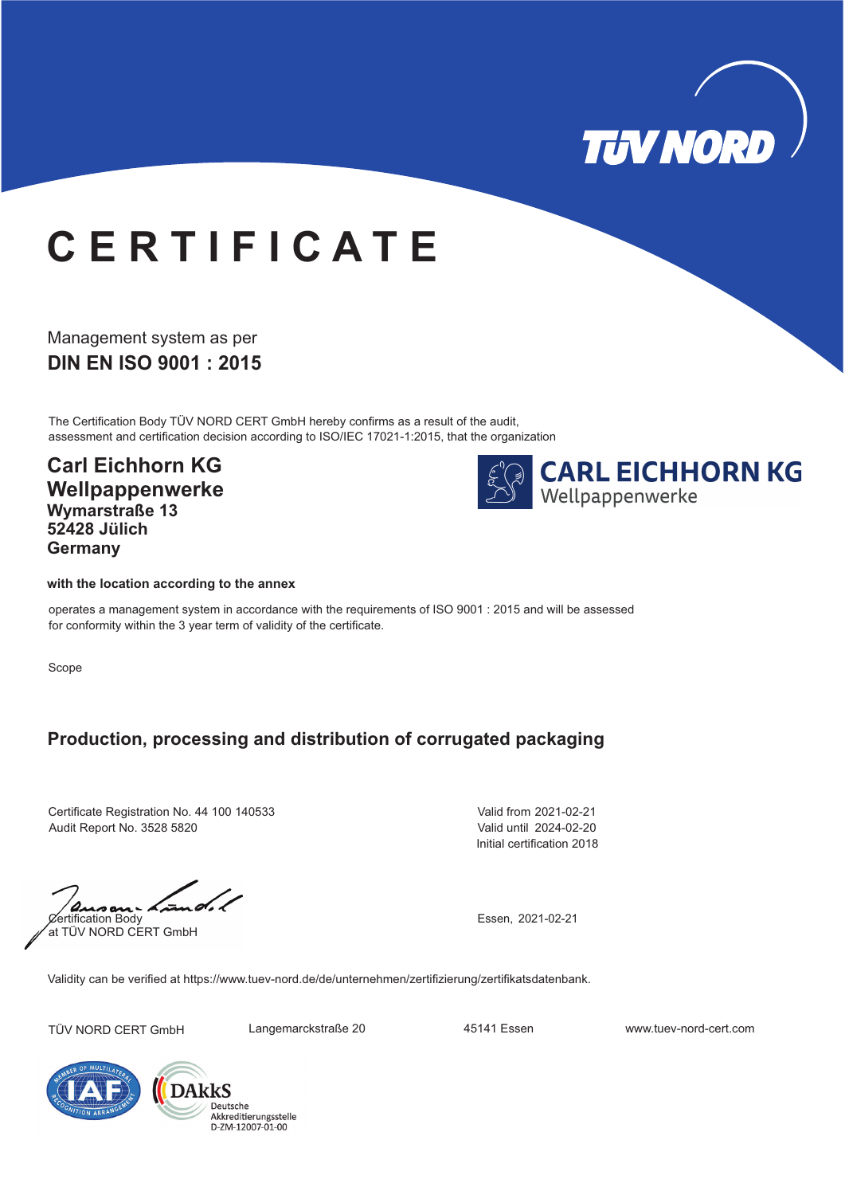TÜV NORD

# CERTIFICATE

Management system as per

## DIN EN ISO 9001 : 2015

The Certification Body TÜV NORD CERT GmbH hereby confirms as a result of the audit, assessment and certification decision according to ISO/IEC 17021-1:2015, that the organization

**Carl Eichhorn KG**
**Wellpappenwerke**
**Wymarstraße 13**
**52428 Jülich**
**Germany**

CARL EICHHORN KG
Wellpappenwerke

**with the location according to the annex**

operates a management system in accordance with the requirements of ISO 9001 : 2015 and will be assessed for conformity within the 3 year term of validity of the certificate.

Scope

### Production, processing and distribution of corrugated packaging

Certificate Registration No. 44 100 140533
Audit Report No. 3528 5820

Valid from 2021-02-21
Valid until 2024-02-20
Initial certification 2018

Certification Body
at TÜV NORD CERT GmbH

Essen, 2021-02-21

Validity can be verified at https://www.tuev-nord.de/de/unternehmen/zertifizierung/zertifikatsdatenbank.

TÜV NORD CERT GmbH | Langemarckstraße 20 | 45141 Essen | www.tuev-nord-cert.com

IAF – Member of Multilateral Recognition Arrangement

DAkkS Deutsche Akkreditierungsstelle D-ZM-12007-01-00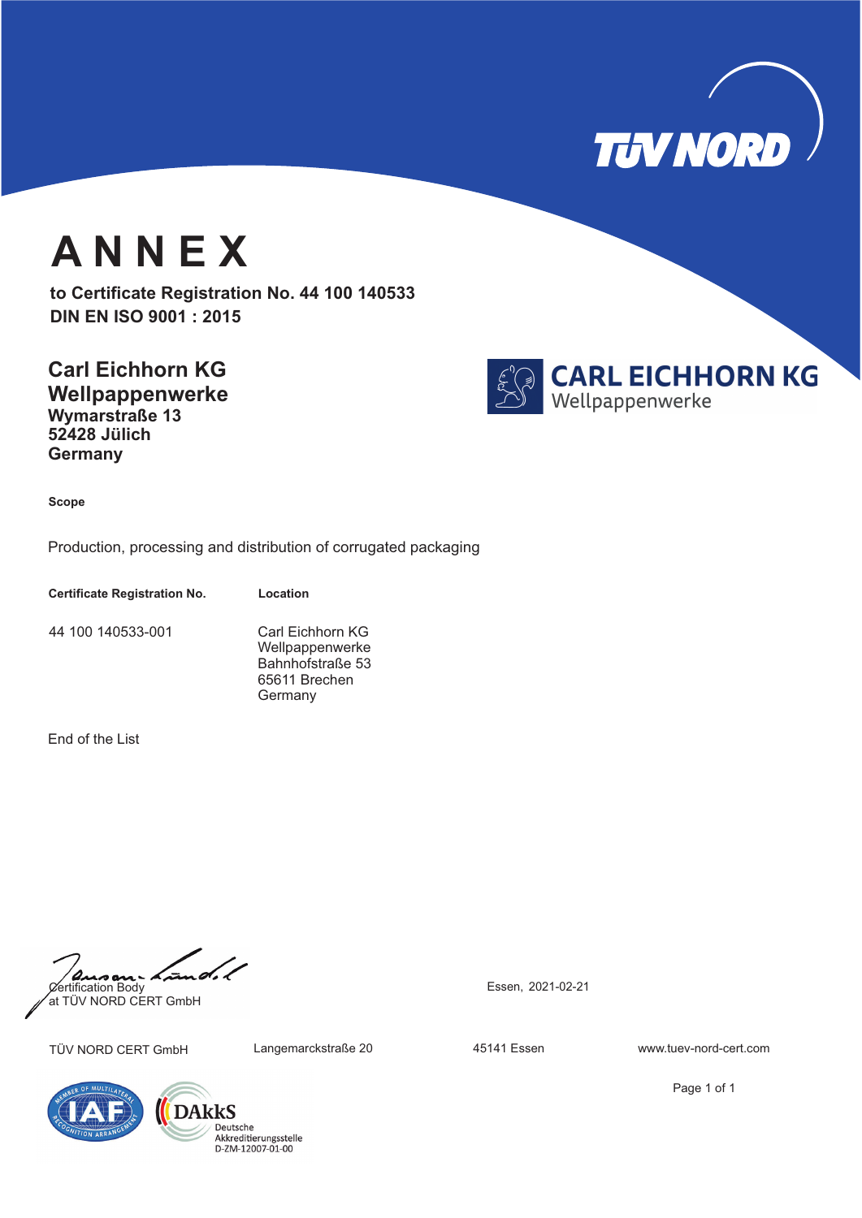TÜV NORD

# ANNEX

**to Certificate Registration No. 44 100 140533**
**DIN EN ISO 9001 : 2015**

**Carl Eichhorn KG**
**Wellpappenwerke**
**Wymarstraße 13**
**52428 Jülich**
**Germany**

CARL EICHHORN KG
Wellpappenwerke

**Scope**

Production, processing and distribution of corrugated packaging

| Certificate Registration No. | Location |
|---|---|
| 44 100 140533-001 | Carl Eichhorn KG<br>Wellpappenwerke<br>Bahnhofstraße 53<br>65611 Brechen<br>Germany |

End of the List

Certification Body
at TÜV NORD CERT GmbH

Essen, 2021-02-21

TÜV NORD CERT GmbH Langemarckstraße 20 45141 Essen www.tuev-nord-cert.com

DAkkS Deutsche Akkreditierungsstelle D-ZM-12007-01-00